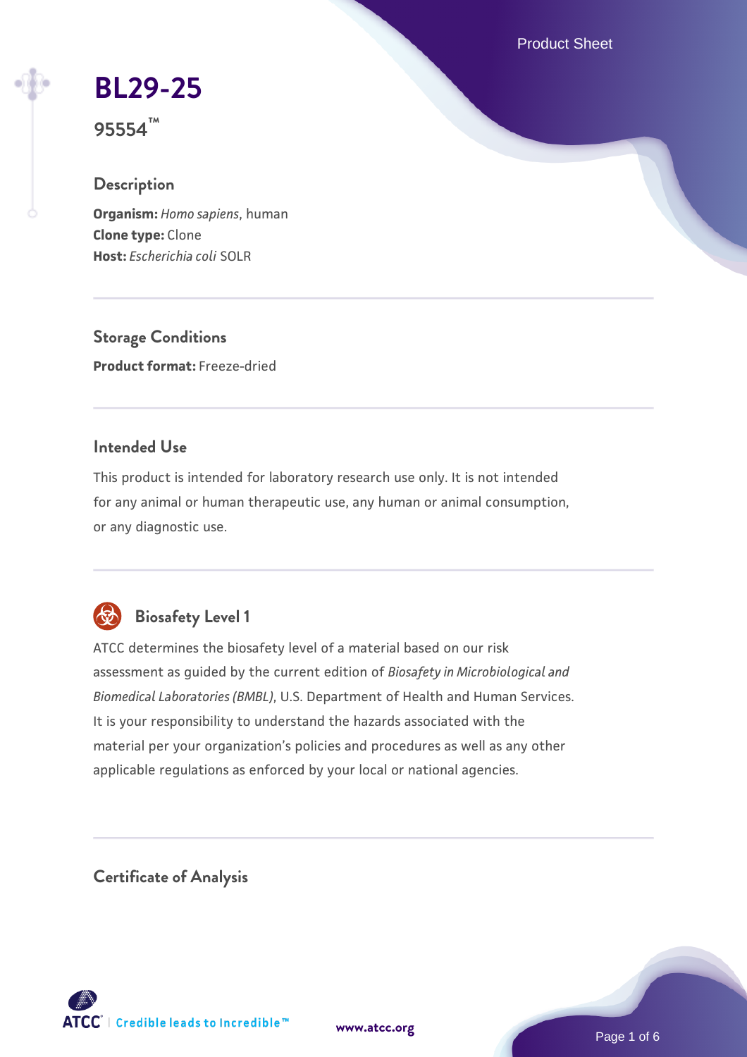# BL29-25

**95554™**

## Description

**Organism:** *Homo sapiens*, human
**Clone type:** Clone
**Host:** *Escherichia coli* SOLR

## Storage Conditions

**Product format:** Freeze-dried

## Intended Use

This product is intended for laboratory research use only. It is not intended for any animal or human therapeutic use, any human or animal consumption, or any diagnostic use.

## Biosafety Level 1

ATCC determines the biosafety level of a material based on our risk assessment as guided by the current edition of *Biosafety in Microbiological and Biomedical Laboratories (BMBL)*, U.S. Department of Health and Human Services. It is your responsibility to understand the hazards associated with the material per your organization's policies and procedures as well as any other applicable regulations as enforced by your local or national agencies.

## Certificate of Analysis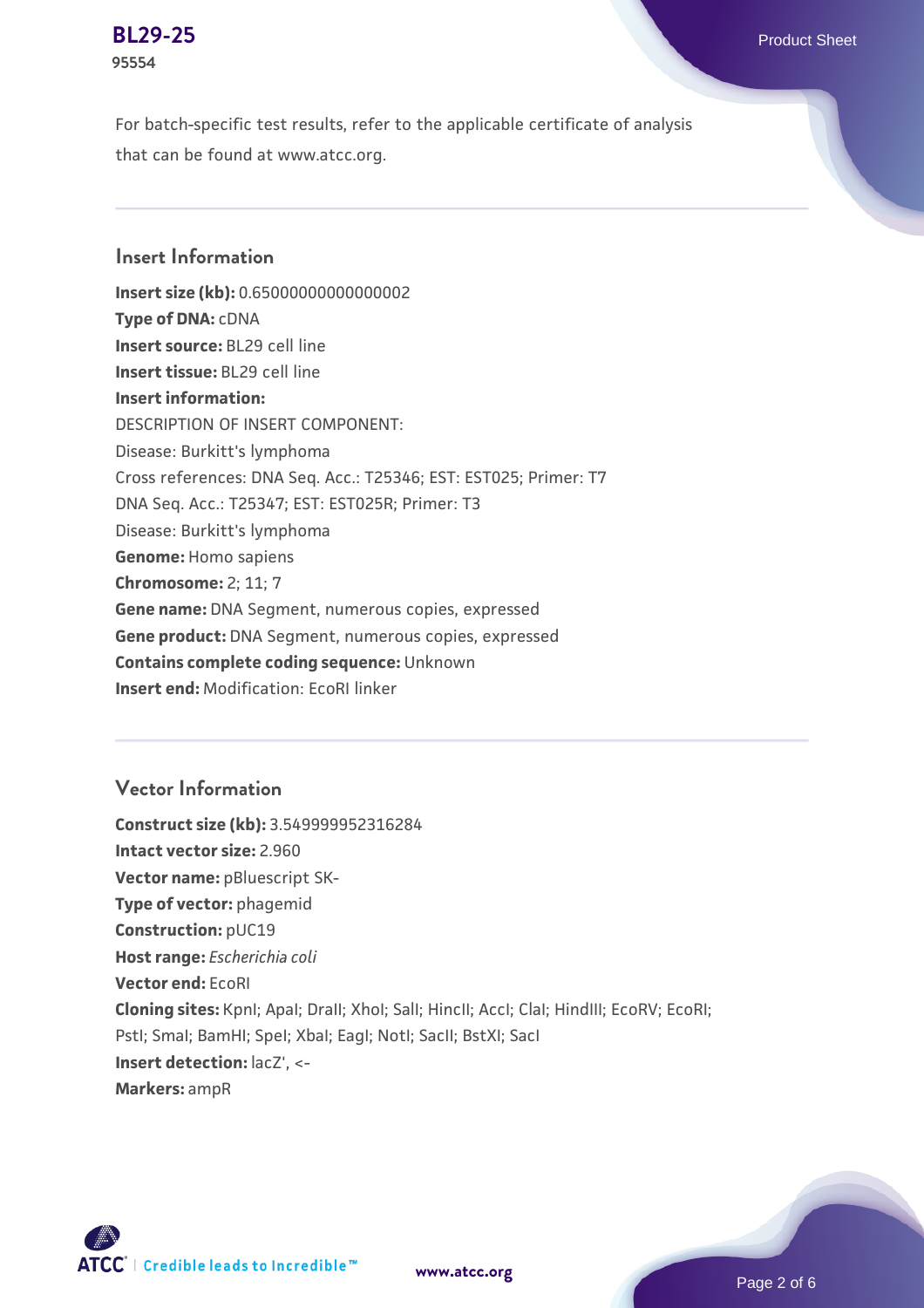For batch-specific test results, refer to the applicable certificate of analysis that can be found at www.atcc.org.

## Insert Information

**Insert size (kb):** 0.65000000000000002
**Type of DNA:** cDNA
**Insert source:** BL29 cell line
**Insert tissue:** BL29 cell line
**Insert information:**
DESCRIPTION OF INSERT COMPONENT:
Disease: Burkitt's lymphoma
Cross references: DNA Seq. Acc.: T25346; EST: EST025; Primer: T7
DNA Seq. Acc.: T25347; EST: EST025R; Primer: T3
Disease: Burkitt's lymphoma
**Genome:** Homo sapiens
**Chromosome:** 2; 11; 7
**Gene name:** DNA Segment, numerous copies, expressed
**Gene product:** DNA Segment, numerous copies, expressed
**Contains complete coding sequence:** Unknown
**Insert end:** Modification: EcoRI linker

## Vector Information

**Construct size (kb):** 3.549999952316284
**Intact vector size:** 2.960
**Vector name:** pBluescript SK-
**Type of vector:** phagemid
**Construction:** pUC19
**Host range:** *Escherichia coli*
**Vector end:** EcoRI
**Cloning sites:** KpnI; ApaI; DraII; XhoI; SalI; HincII; AccI; ClaI; HindIII; EcoRV; EcoRI; PstI; SmaI; BamHI; SpeI; XbaI; EagI; NotI; SacII; BstXI; SacI
**Insert detection:** lacZ', <-
**Markers:** ampR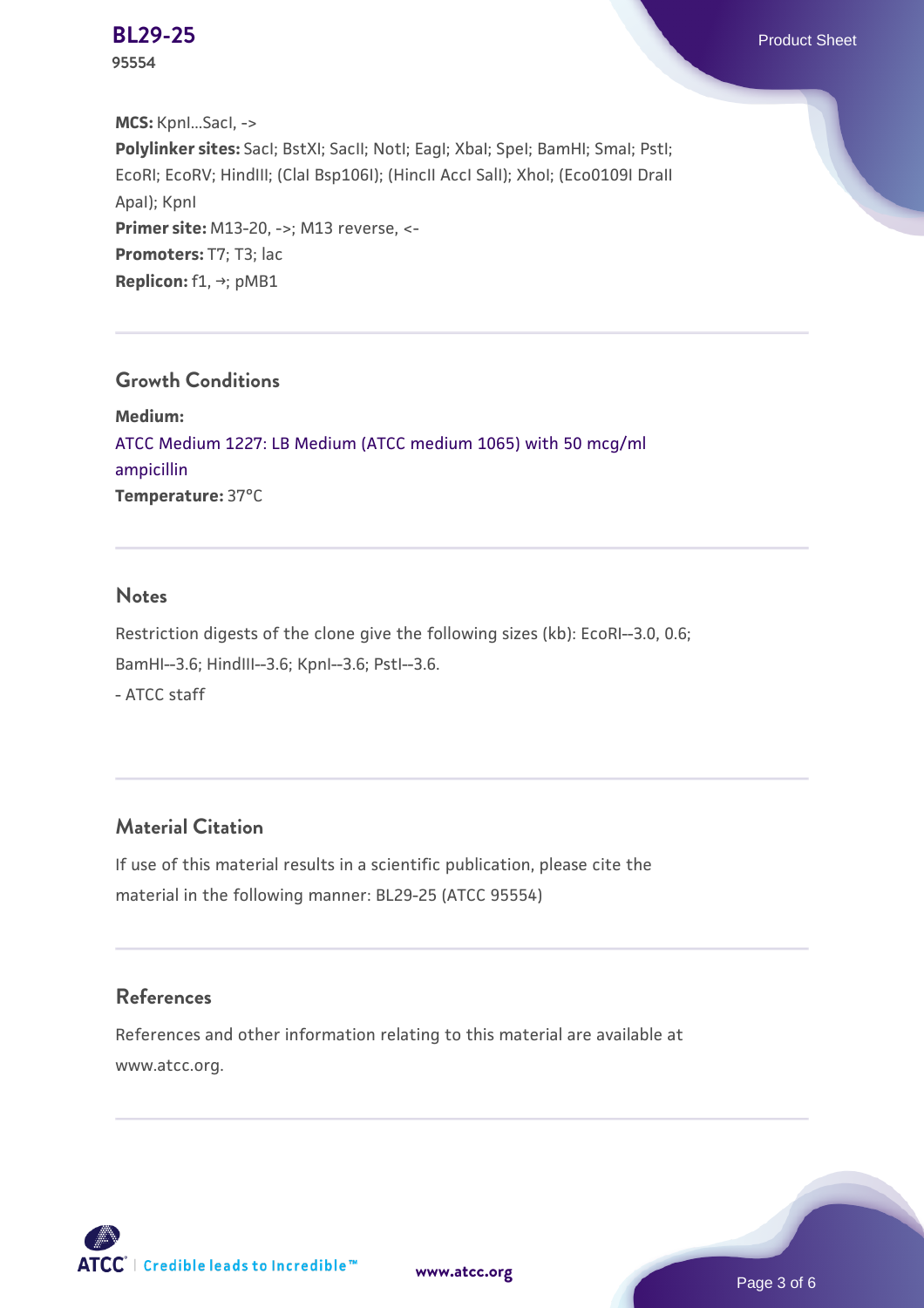**MCS:** KpnI...SacI, ->
**Polylinker sites:** SacI; BstXI; SacII; NotI; EagI; XbaI; SpeI; BamHI; SmaI; PstI; EcoRI; EcoRV; HindIII; (ClaI Bsp106I); (HincII AccI SalI); XhoI; (Eco0109I DraII ApaI); KpnI
**Primer site:** M13-20, ->; M13 reverse, <-
**Promoters:** T7; T3; lac
**Replicon:** f1, →; pMB1

## Growth Conditions

**Medium:**
ATCC Medium 1227: LB Medium (ATCC medium 1065) with 50 mcg/ml ampicillin
**Temperature:** 37°C

## Notes

Restriction digests of the clone give the following sizes (kb): EcoRI--3.0, 0.6; BamHI--3.6; HindIII--3.6; KpnI--3.6; PstI--3.6.
- ATCC staff

## Material Citation

If use of this material results in a scientific publication, please cite the material in the following manner: BL29-25 (ATCC 95554)

## References

References and other information relating to this material are available at www.atcc.org.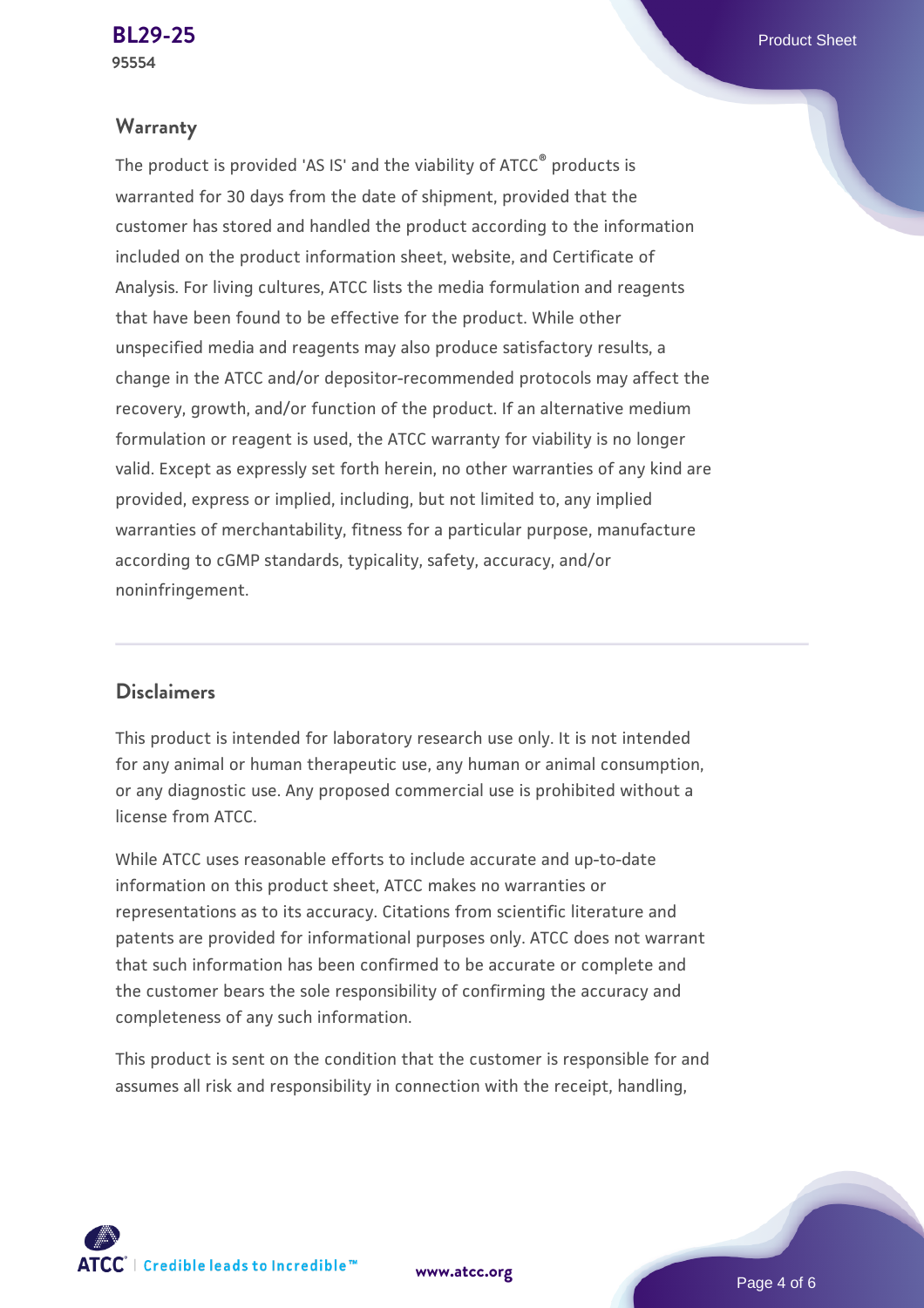## Warranty

The product is provided 'AS IS' and the viability of ATCC® products is warranted for 30 days from the date of shipment, provided that the customer has stored and handled the product according to the information included on the product information sheet, website, and Certificate of Analysis. For living cultures, ATCC lists the media formulation and reagents that have been found to be effective for the product. While other unspecified media and reagents may also produce satisfactory results, a change in the ATCC and/or depositor-recommended protocols may affect the recovery, growth, and/or function of the product. If an alternative medium formulation or reagent is used, the ATCC warranty for viability is no longer valid. Except as expressly set forth herein, no other warranties of any kind are provided, express or implied, including, but not limited to, any implied warranties of merchantability, fitness for a particular purpose, manufacture according to cGMP standards, typicality, safety, accuracy, and/or noninfringement.

## Disclaimers

This product is intended for laboratory research use only. It is not intended for any animal or human therapeutic use, any human or animal consumption, or any diagnostic use. Any proposed commercial use is prohibited without a license from ATCC.

While ATCC uses reasonable efforts to include accurate and up-to-date information on this product sheet, ATCC makes no warranties or representations as to its accuracy. Citations from scientific literature and patents are provided for informational purposes only. ATCC does not warrant that such information has been confirmed to be accurate or complete and the customer bears the sole responsibility of confirming the accuracy and completeness of any such information.

This product is sent on the condition that the customer is responsible for and assumes all risk and responsibility in connection with the receipt, handling,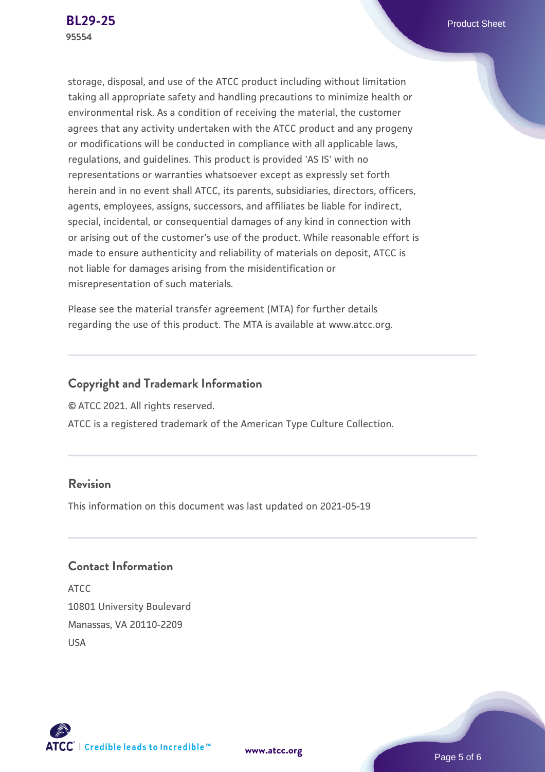storage, disposal, and use of the ATCC product including without limitation taking all appropriate safety and handling precautions to minimize health or environmental risk. As a condition of receiving the material, the customer agrees that any activity undertaken with the ATCC product and any progeny or modifications will be conducted in compliance with all applicable laws, regulations, and guidelines. This product is provided 'AS IS' with no representations or warranties whatsoever except as expressly set forth herein and in no event shall ATCC, its parents, subsidiaries, directors, officers, agents, employees, assigns, successors, and affiliates be liable for indirect, special, incidental, or consequential damages of any kind in connection with or arising out of the customer's use of the product. While reasonable effort is made to ensure authenticity and reliability of materials on deposit, ATCC is not liable for damages arising from the misidentification or misrepresentation of such materials.

Please see the material transfer agreement (MTA) for further details regarding the use of this product. The MTA is available at www.atcc.org.

## Copyright and Trademark Information

© ATCC 2021. All rights reserved.

ATCC is a registered trademark of the American Type Culture Collection.

## Revision

This information on this document was last updated on 2021-05-19

## Contact Information

ATCC
10801 University Boulevard
Manassas, VA 20110-2209
USA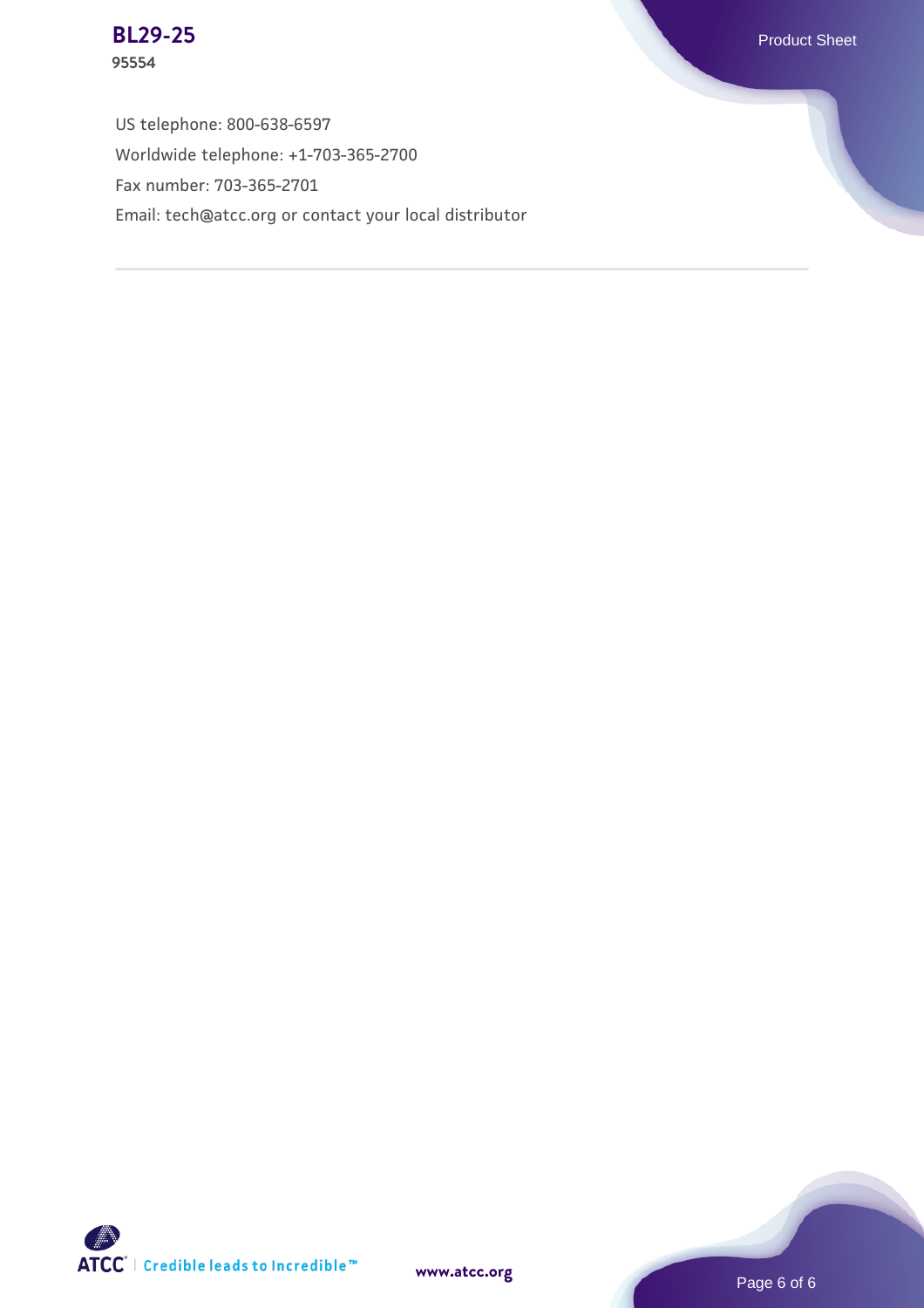US telephone: 800-638-6597

Worldwide telephone: +1-703-365-2700

Fax number: 703-365-2701

Email: tech@atcc.org or contact your local distributor